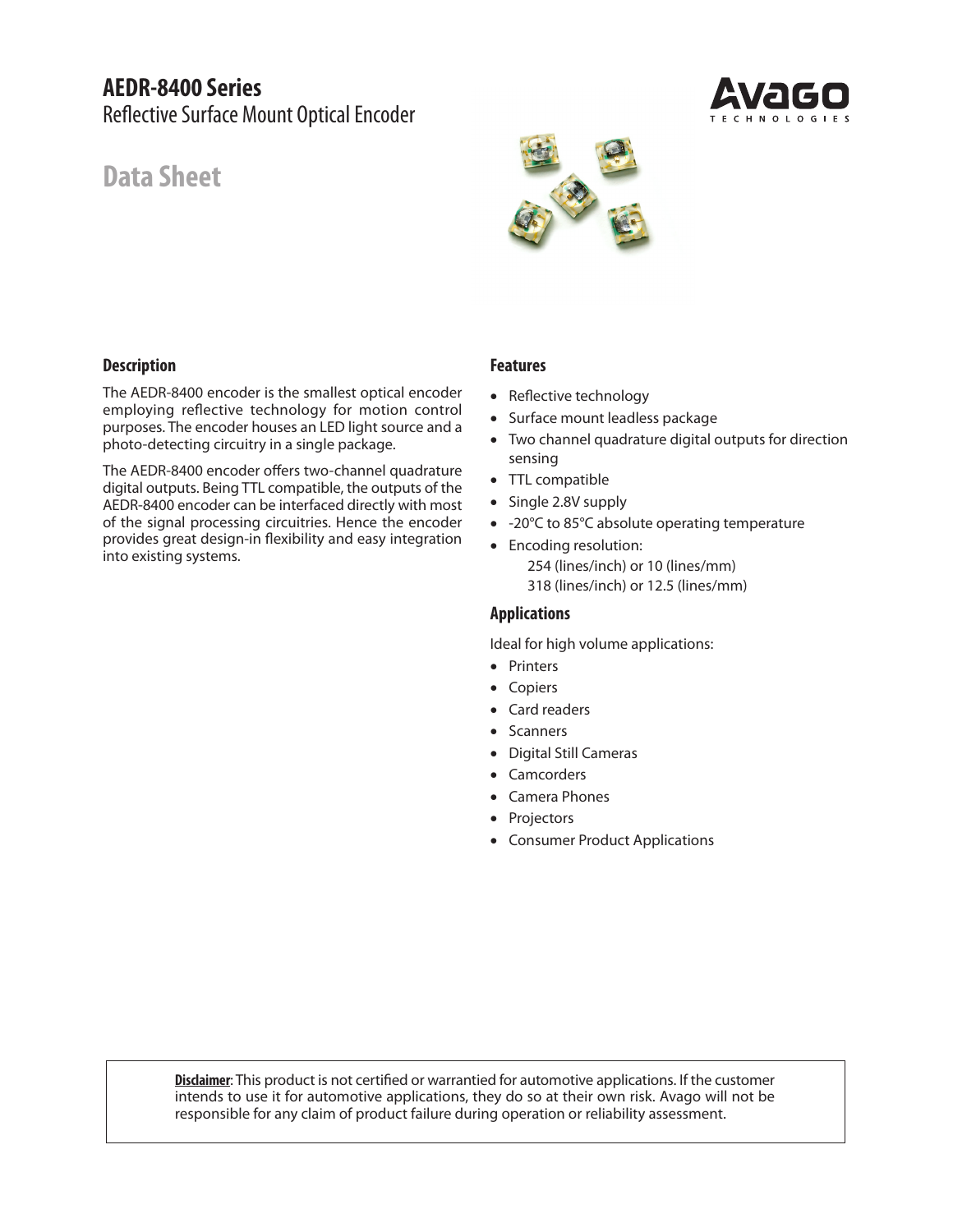# AEDR-8400 Series

Reflective Surface Mount Optical Encoder

## Data Sheet

### Description

The AEDR-8400 encoder is the smallest optical encoder employing reflective technology for motion control purposes. The encoder houses an LED light source and a photo-detecting circuitry in a single package.

The AEDR-8400 encoder offers two-channel quadrature digital outputs. Being TTL compatible, the outputs of the AEDR-8400 encoder can be interfaced directly with most of the signal processing circuitries. Hence the encoder provides great design-in flexibility and easy integration into existing systems.

### Features

- Reflective technology
- Surface mount leadless package
- Two channel quadrature digital outputs for direction sensing
- TTL compatible
- Single 2.8V supply
- -20°C to 85°C absolute operating temperature
- Encoding resolution:
  254 (lines/inch) or 10 (lines/mm)
  318 (lines/inch) or 12.5 (lines/mm)

### Applications

Ideal for high volume applications:

- Printers
- Copiers
- Card readers
- Scanners
- Digital Still Cameras
- Camcorders
- Camera Phones
- Projectors
- Consumer Product Applications

**Disclaimer**: This product is not certified or warrantied for automotive applications. If the customer intends to use it for automotive applications, they do so at their own risk. Avago will not be responsible for any claim of product failure during operation or reliability assessment.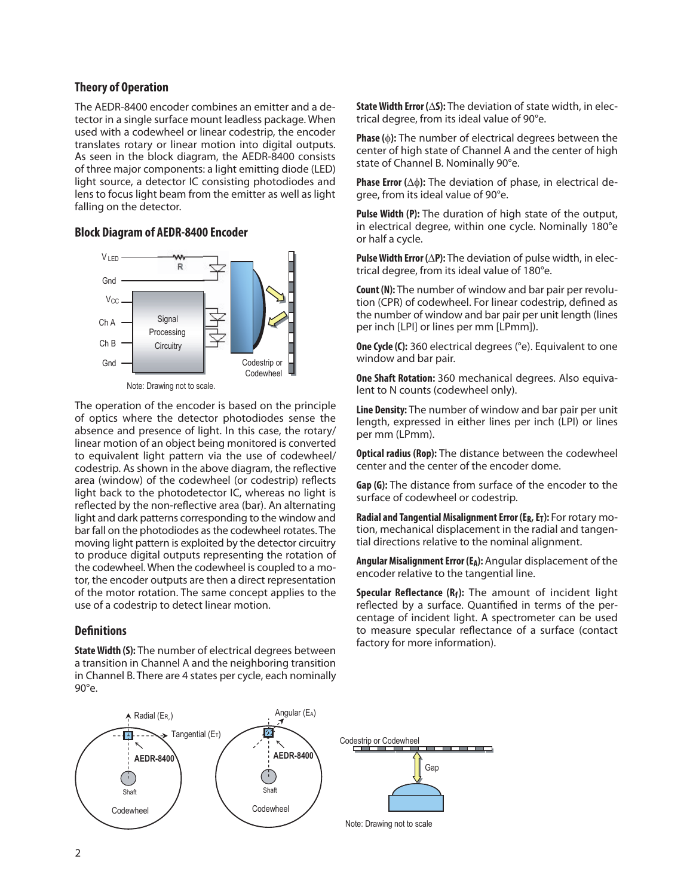## Theory of Operation

The AEDR-8400 encoder combines an emitter and a detector in a single surface mount leadless package. When used with a codewheel or linear codestrip, the encoder translates rotary or linear motion into digital outputs. As seen in the block diagram, the AEDR-8400 consists of three major components: a light emitting diode (LED) light source, a detector IC consisting photodiodes and lens to focus light beam from the emitter as well as light falling on the detector.

### Block Diagram of AEDR-8400 Encoder

Note: Drawing not to scale.

The operation of the encoder is based on the principle of optics where the detector photodiodes sense the absence and presence of light. In this case, the rotary/linear motion of an object being monitored is converted to equivalent light pattern via the use of codewheel/codestrip. As shown in the above diagram, the reflective area (window) of the codewheel (or codestrip) reflects light back to the photodetector IC, whereas no light is reflected by the non-reflective area (bar). An alternating light and dark patterns corresponding to the window and bar fall on the photodiodes as the codewheel rotates. The moving light pattern is exploited by the detector circuitry to produce digital outputs representing the rotation of the codewheel. When the codewheel is coupled to a motor, the encoder outputs are then a direct representation of the motor rotation. The same concept applies to the use of a codestrip to detect linear motion.

## Definitions

**State Width (S):** The number of electrical degrees between a transition in Channel A and the neighboring transition in Channel B. There are 4 states per cycle, each nominally 90°e.

**State Width Error (ΔS):** The deviation of state width, in electrical degree, from its ideal value of 90°e.

**Phase (φ):** The number of electrical degrees between the center of high state of Channel A and the center of high state of Channel B. Nominally 90°e.

**Phase Error (Δφ):** The deviation of phase, in electrical degree, from its ideal value of 90°e.

**Pulse Width (P):** The duration of high state of the output, in electrical degree, within one cycle. Nominally 180°e or half a cycle.

**Pulse Width Error (ΔP):** The deviation of pulse width, in electrical degree, from its ideal value of 180°e.

**Count (N):** The number of window and bar pair per revolution (CPR) of codewheel. For linear codestrip, defined as the number of window and bar pair per unit length (lines per inch [LPI] or lines per mm [LPmm]).

**One Cycle (C):** 360 electrical degrees (°e). Equivalent to one window and bar pair.

**One Shaft Rotation:** 360 mechanical degrees. Also equivalent to N counts (codewheel only).

**Line Density:** The number of window and bar pair per unit length, expressed in either lines per inch (LPI) or lines per mm (LPmm).

**Optical radius (Rop):** The distance between the codewheel center and the center of the encoder dome.

**Gap (G):** The distance from surface of the encoder to the surface of codewheel or codestrip.

**Radial and Tangential Misalignment Error ($E_R$, $E_T$):** For rotary motion, mechanical displacement in the radial and tangential directions relative to the nominal alignment.

**Angular Misalignment Error ($E_A$):** Angular displacement of the encoder relative to the tangential line.

**Specular Reflectance ($R_f$):** The amount of incident light reflected by a surface. Quantified in terms of the percentage of incident light. A spectrometer can be used to measure specular reflectance of a surface (contact factory for more information).

Note: Drawing not to scale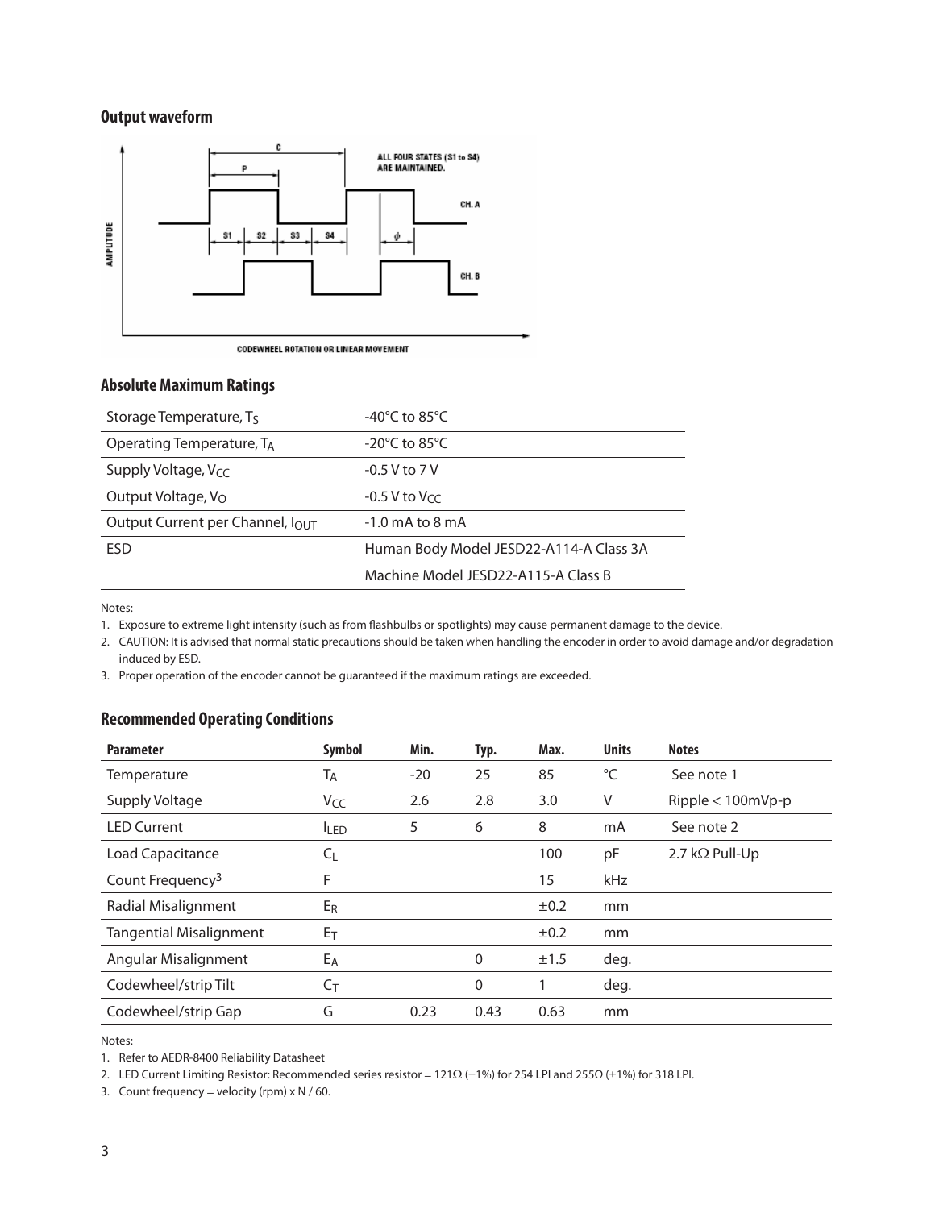## Output waveform

## Absolute Maximum Ratings

| | |
|---|---|
| Storage Temperature, $T_S$ | -40°C to 85°C |
| Operating Temperature, $T_A$ | -20°C to 85°C |
| Supply Voltage, $V_{CC}$ | -0.5 V to 7 V |
| Output Voltage, $V_O$ | -0.5 V to $V_{CC}$ |
| Output Current per Channel, $I_{OUT}$ | -1.0 mA to 8 mA |
| ESD | Human Body Model JESD22-A114-A Class 3A |
| | Machine Model JESD22-A115-A Class B |

Notes:

1. Exposure to extreme light intensity (such as from flashbulbs or spotlights) may cause permanent damage to the device.
2. CAUTION: It is advised that normal static precautions should be taken when handling the encoder in order to avoid damage and/or degradation induced by ESD.
3. Proper operation of the encoder cannot be guaranteed if the maximum ratings are exceeded.

## Recommended Operating Conditions

| Parameter | Symbol | Min. | Typ. | Max. | Units | Notes |
|---|---|---|---|---|---|---|
| Temperature | $T_A$ | -20 | 25 | 85 | °C | See note 1 |
| Supply Voltage | $V_{CC}$ | 2.6 | 2.8 | 3.0 | V | Ripple < 100mVp-p |
| LED Current | $I_{LED}$ | 5 | 6 | 8 | mA | See note 2 |
| Load Capacitance | $C_L$ | | | 100 | pF | 2.7 kΩ Pull-Up |
| Count Frequency[3] | F | | | 15 | kHz | |
| Radial Misalignment | $E_R$ | | | ±0.2 | mm | |
| Tangential Misalignment | $E_T$ | | | ±0.2 | mm | |
| Angular Misalignment | $E_A$ | | 0 | ±1.5 | deg. | |
| Codewheel/strip Tilt | $C_T$ | | 0 | 1 | deg. | |
| Codewheel/strip Gap | G | 0.23 | 0.43 | 0.63 | mm | |

Notes:

1. Refer to AEDR-8400 Reliability Datasheet
2. LED Current Limiting Resistor: Recommended series resistor = 121Ω (±1%) for 254 LPI and 255Ω (±1%) for 318 LPI.
3. Count frequency = velocity (rpm) x N / 60.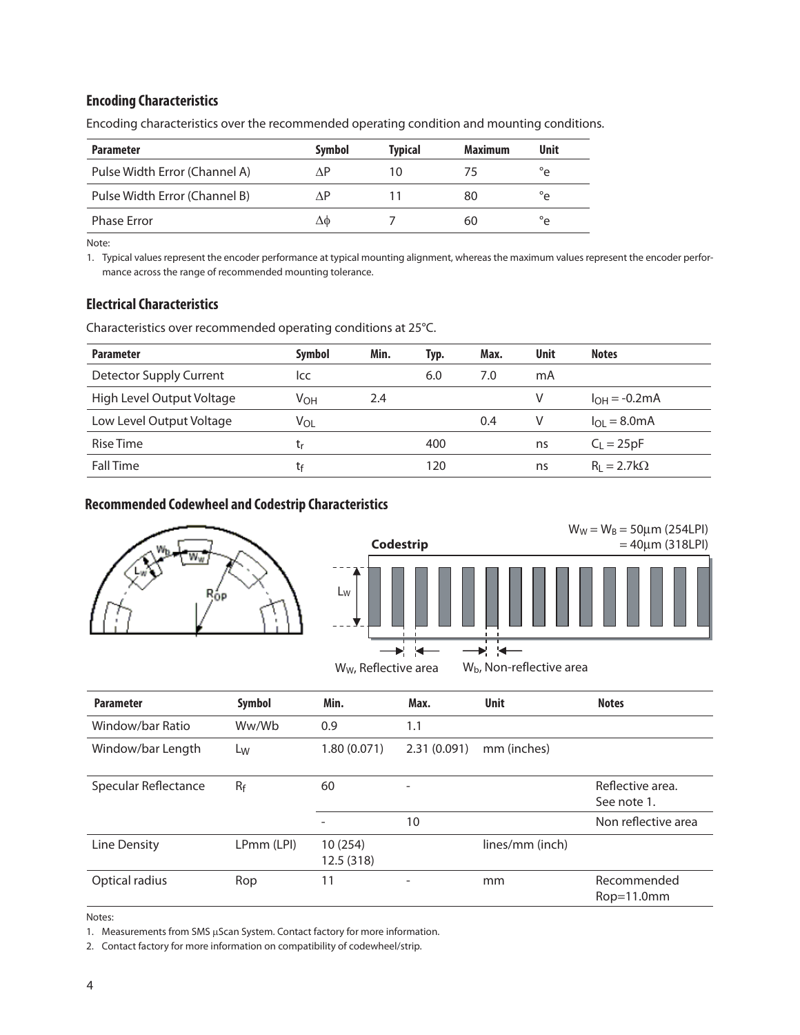### Encoding Characteristics

Encoding characteristics over the recommended operating condition and mounting conditions.

| Parameter | Symbol | Typical | Maximum | Unit |
|---|---|---|---|---|
| Pulse Width Error (Channel A) | ΔP | 10 | 75 | °e |
| Pulse Width Error (Channel B) | ΔP | 11 | 80 | °e |
| Phase Error | Δϕ | 7 | 60 | °e |

Note:

1. Typical values represent the encoder performance at typical mounting alignment, whereas the maximum values represent the encoder performance across the range of recommended mounting tolerance.

### Electrical Characteristics

Characteristics over recommended operating conditions at 25°C.

| Parameter | Symbol | Min. | Typ. | Max. | Unit | Notes |
|---|---|---|---|---|---|---|
| Detector Supply Current | Icc | | 6.0 | 7.0 | mA | |
| High Level Output Voltage | $V_{OH}$ | 2.4 | | | V | $I_{OH}$ = -0.2mA |
| Low Level Output Voltage | $V_{OL}$ | | | 0.4 | V | $I_{OL}$ = 8.0mA |
| Rise Time | $t_r$ | | 400 | | ns | $C_L$ = 25pF |
| Fall Time | $t_f$ | | 120 | | ns | $R_L$ = 2.7kΩ |

### Recommended Codewheel and Codestrip Characteristics

$W_W = W_B$ = 50μm (254LPI)
= 40μm (318LPI)

Codestrip

$W_W$, Reflective area    $W_b$, Non-reflective area

| Parameter | Symbol | Min. | Max. | Unit | Notes |
|---|---|---|---|---|---|
| Window/bar Ratio | Ww/Wb | 0.9 | 1.1 | | |
| Window/bar Length | $L_W$ | 1.80 (0.071) | 2.31 (0.091) | mm (inches) | |
| Specular Reflectance | $R_f$ | 60 | - | | Reflective area. See note 1. |
| | | - | 10 | | Non reflective area |
| Line Density | LPmm (LPI) | 10 (254) 12.5 (318) | | lines/mm (inch) | |
| Optical radius | Rop | 11 | - | mm | Recommended Rop=11.0mm |

Notes:

1. Measurements from SMS μScan System. Contact factory for more information.
2. Contact factory for more information on compatibility of codewheel/strip.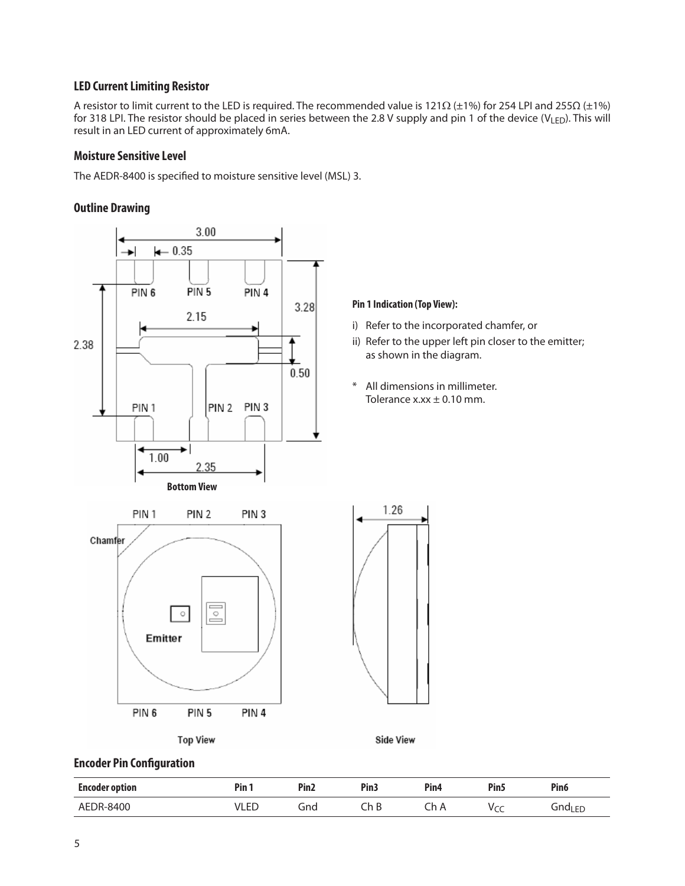### LED Current Limiting Resistor

A resistor to limit current to the LED is required. The recommended value is 121Ω (±1%) for 254 LPI and 255Ω (±1%) for 318 LPI. The resistor should be placed in series between the 2.8 V supply and pin 1 of the device ($V_{LED}$). This will result in an LED current of approximately 6mA.

### Moisture Sensitive Level

The AEDR-8400 is specified to moisture sensitive level (MSL) 3.

### Outline Drawing

**Pin 1 Indication (Top View):**

i) Refer to the incorporated chamfer, or
ii) Refer to the upper left pin closer to the emitter; as shown in the diagram.

\* All dimensions in millimeter.
Tolerance x.xx ± 0.10 mm.

### Encoder Pin Configuration

| Encoder option | Pin 1 | Pin2 | Pin3 | Pin4 | Pin5 | Pin6 |
|---|---|---|---|---|---|---|
| AEDR-8400 | VLED | Gnd | Ch B | Ch A | $V_{CC}$ | $Gnd_{LED}$ |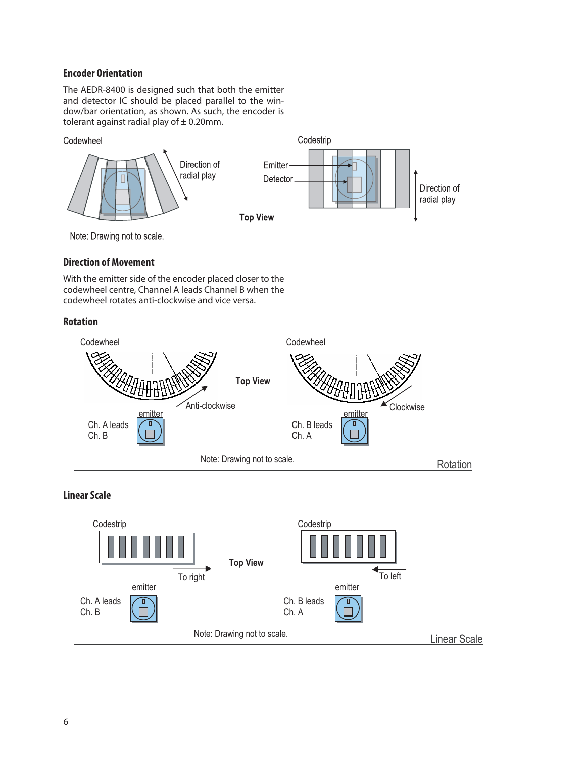## Encoder Orientation

The AEDR-8400 is designed such that both the emitter and detector IC should be placed parallel to the window/bar orientation, as shown. As such, the encoder is tolerant against radial play of ± 0.20mm.

Codewheel

Direction of radial play

Codestrip

Emitter

Detector

Direction of radial play

Top View

Note: Drawing not to scale.

## Direction of Movement

With the emitter side of the encoder placed closer to the codewheel centre, Channel A leads Channel B when the codewheel rotates anti-clockwise and vice versa.

## Rotation

Codewheel

Anti-clockwise

emitter

Ch. A leads Ch. B

Top View

Codewheel

Clockwise

emitter

Ch. B leads Ch. A

Note: Drawing not to scale.

Rotation

## Linear Scale

Codestrip

To right

emitter

Ch. A leads Ch. B

Top View

Codestrip

To left

emitter

Ch. B leads Ch. A

Note: Drawing not to scale.

Linear Scale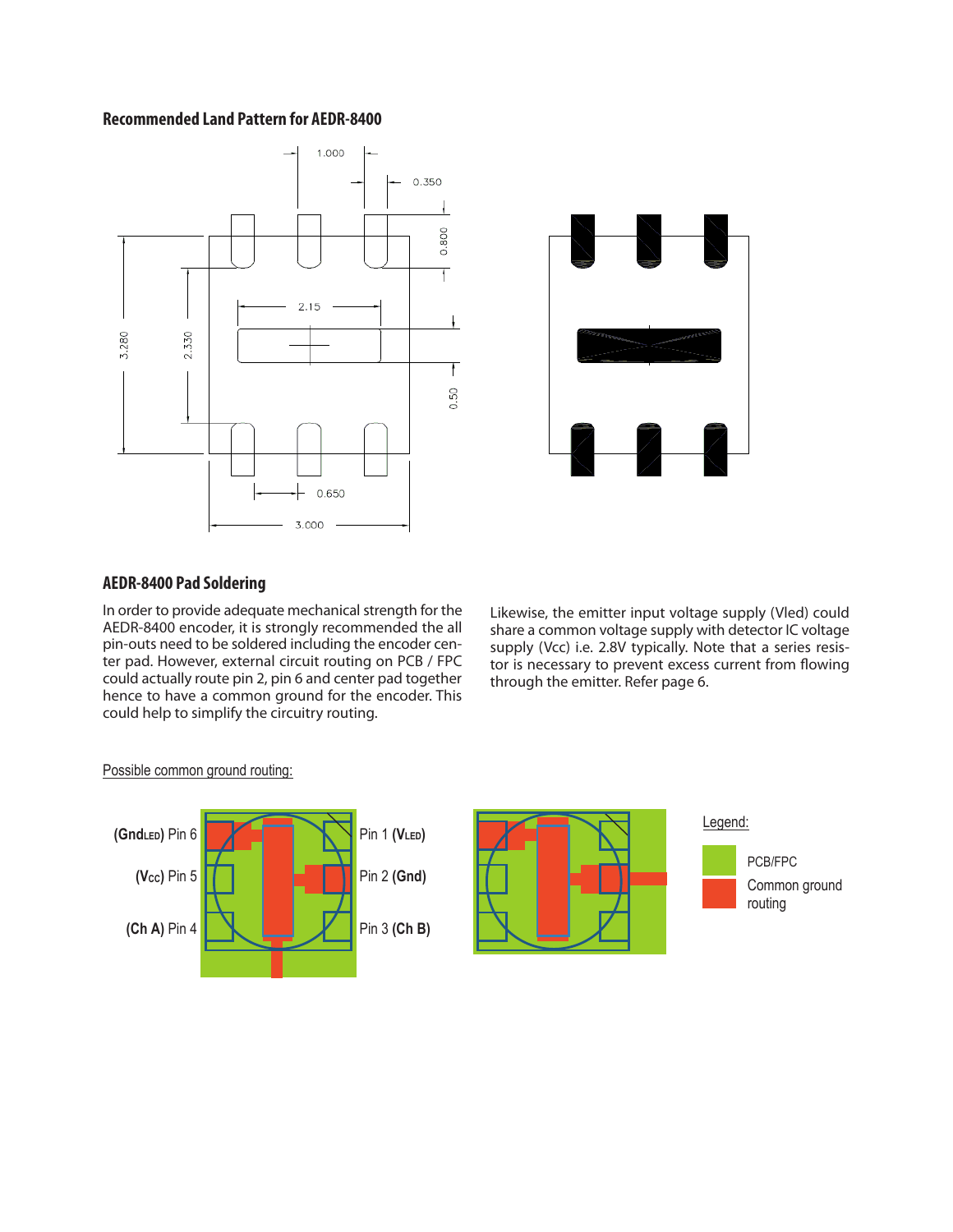## Recommended Land Pattern for AEDR-8400

1.000

0.350

0.800

2.15

3.280

2.330

0.50

0.650

3.000

## AEDR-8400 Pad Soldering

In order to provide adequate mechanical strength for the AEDR-8400 encoder, it is strongly recommended the all pin-outs need to be soldered including the encoder center pad. However, external circuit routing on PCB / FPC could actually route pin 2, pin 6 and center pad together hence to have a common ground for the encoder. This could help to simplify the circuitry routing.

Likewise, the emitter input voltage supply (Vled) could share a common voltage supply with detector IC voltage supply (Vcc) i.e. 2.8V typically. Note that a series resistor is necessary to prevent excess current from flowing through the emitter. Refer page 6.

Possible common ground routing:

**($Gnd_{LED}$)** Pin 6

**($V_{CC}$)** Pin 5

**(Ch A)** Pin 4

Pin 1 **($V_{LED}$)**

Pin 2 **(Gnd)**

Pin 3 **(Ch B)**

Legend:

PCB/FPC

Common ground routing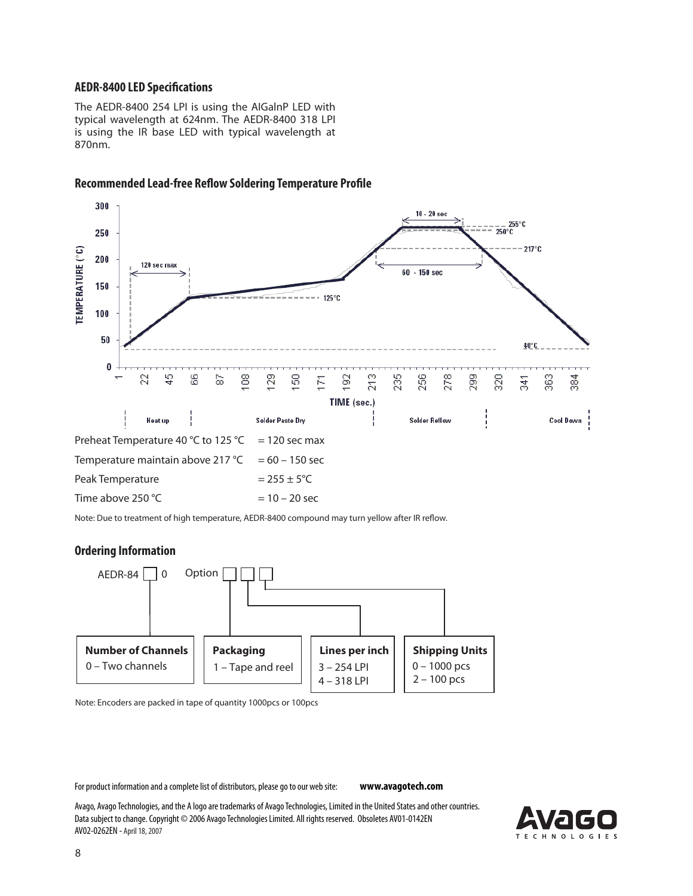### AEDR-8400 LED Specifications

The AEDR-8400 254 LPI is using the AlGaInP LED with typical wavelength at 624nm. The AEDR-8400 318 LPI is using the IR base LED with typical wavelength at 870nm.

### Recommended Lead-free Reflow Soldering Temperature Profile

300
250
200
150
100
50
0
TEMPERATURE (°C)
120 sec max
10 - 20 sec
255°C
250°C
217°C
60 - 150 sec
125°C
40°C
1 22 45 66 87 108 129 150 171 192 213 235 256 278 299 320 341 363 384
TIME (sec.)
Heat up
Solder Paste Dry
Solder Reflow
Cool Down

| | |
|---|---|
| Preheat Temperature 40 °C to 125 °C | = 120 sec max |
| Temperature maintain above 217 °C | = 60 – 150 sec |
| Peak Temperature | = 255 ± 5°C |
| Time above 250 °C | = 10 – 20 sec |

Note: Due to treatment of high temperature, AEDR-8400 compound may turn yellow after IR reflow.

### Ordering Information

AEDR-84 □ 0 Option □ □ □

**Number of Channels**
0 – Two channels

**Packaging**
1 – Tape and reel

**Lines per inch**
3 – 254 LPI
4 – 318 LPI

**Shipping Units**
0 – 1000 pcs
2 – 100 pcs

Note: Encoders are packed in tape of quantity 1000pcs or 100pcs

For product information and a complete list of distributors, please go to our web site: **www.avagotech.com**

Avago, Avago Technologies, and the A logo are trademarks of Avago Technologies, Limited in the United States and other countries.
Data subject to change. Copyright © 2006 Avago Technologies Limited. All rights reserved. Obsoletes AV01-0142EN
AV02-0262EN - April 18, 2007